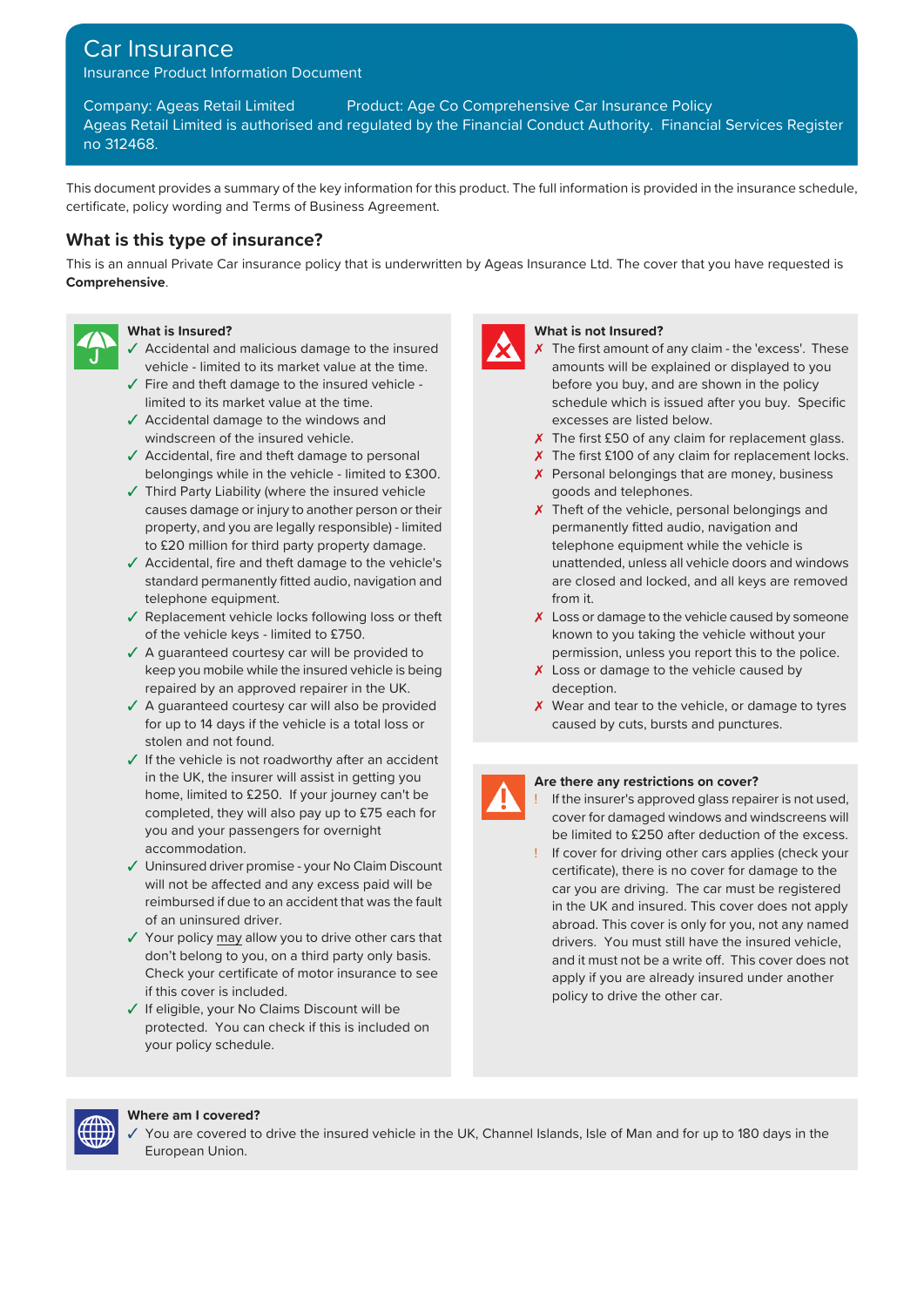# Car Insurance

Insurance Product Information Document

Company: Ageas Retail Limited Product: Age Co Comprehensive Car Insurance Policy

Ageas Retail Limited is authorised and regulated by the Financial Conduct Authority. Financial Services Register no 312468.

This document provides a summary of the key information for this product. The full information is provided in the insurance schedule, certificate, policy wording and Terms of Business Agreement.

## What is this type of insurance?

This is an annual Private Car insurance policy that is underwritten by Ageas Insurance Ltd. The cover that you have requested is **Comprehensive**.

### What is Insured?

- ✓ Accidental and malicious damage to the insured vehicle - limited to its market value at the time.
- ✓ Fire and theft damage to the insured vehicle - limited to its market value at the time.
- ✓ Accidental damage to the windows and windscreen of the insured vehicle.
- ✓ Accidental, fire and theft damage to personal belongings while in the vehicle - limited to £300.
- ✓ Third Party Liability (where the insured vehicle causes damage or injury to another person or their property, and you are legally responsible) - limited to £20 million for third party property damage.
- ✓ Accidental, fire and theft damage to the vehicle's standard permanently fitted audio, navigation and telephone equipment.
- ✓ Replacement vehicle locks following loss or theft of the vehicle keys - limited to £750.
- ✓ A guaranteed courtesy car will be provided to keep you mobile while the insured vehicle is being repaired by an approved repairer in the UK.
- ✓ A guaranteed courtesy car will also be provided for up to 14 days if the vehicle is a total loss or stolen and not found.
- ✓ If the vehicle is not roadworthy after an accident in the UK, the insurer will assist in getting you home, limited to £250. If your journey can't be completed, they will also pay up to £75 each for you and your passengers for overnight accommodation.
- ✓ Uninsured driver promise - your No Claim Discount will not be affected and any excess paid will be reimbursed if due to an accident that was the fault of an uninsured driver.
- ✓ Your policy may allow you to drive other cars that don't belong to you, on a third party only basis. Check your certificate of motor insurance to see if this cover is included.
- ✓ If eligible, your No Claims Discount will be protected. You can check if this is included on your policy schedule.

### What is not Insured?

- ✗ The first amount of any claim - the 'excess'. These amounts will be explained or displayed to you before you buy, and are shown in the policy schedule which is issued after you buy. Specific excesses are listed below.
- ✗ The first £50 of any claim for replacement glass.
- ✗ The first £100 of any claim for replacement locks.
- ✗ Personal belongings that are money, business goods and telephones.
- ✗ Theft of the vehicle, personal belongings and permanently fitted audio, navigation and telephone equipment while the vehicle is unattended, unless all vehicle doors and windows are closed and locked, and all keys are removed from it.
- ✗ Loss or damage to the vehicle caused by someone known to you taking the vehicle without your permission, unless you report this to the police.
- ✗ Loss or damage to the vehicle caused by deception.
- ✗ Wear and tear to the vehicle, or damage to tyres caused by cuts, bursts and punctures.

### Are there any restrictions on cover?

- ! If the insurer's approved glass repairer is not used, cover for damaged windows and windscreens will be limited to £250 after deduction of the excess.
- ! If cover for driving other cars applies (check your certificate), there is no cover for damage to the car you are driving. The car must be registered in the UK and insured. This cover does not apply abroad. This cover is only for you, not any named drivers. You must still have the insured vehicle, and it must not be a write off. This cover does not apply if you are already insured under another policy to drive the other car.

### Where am I covered?

- ✓ You are covered to drive the insured vehicle in the UK, Channel Islands, Isle of Man and for up to 180 days in the European Union.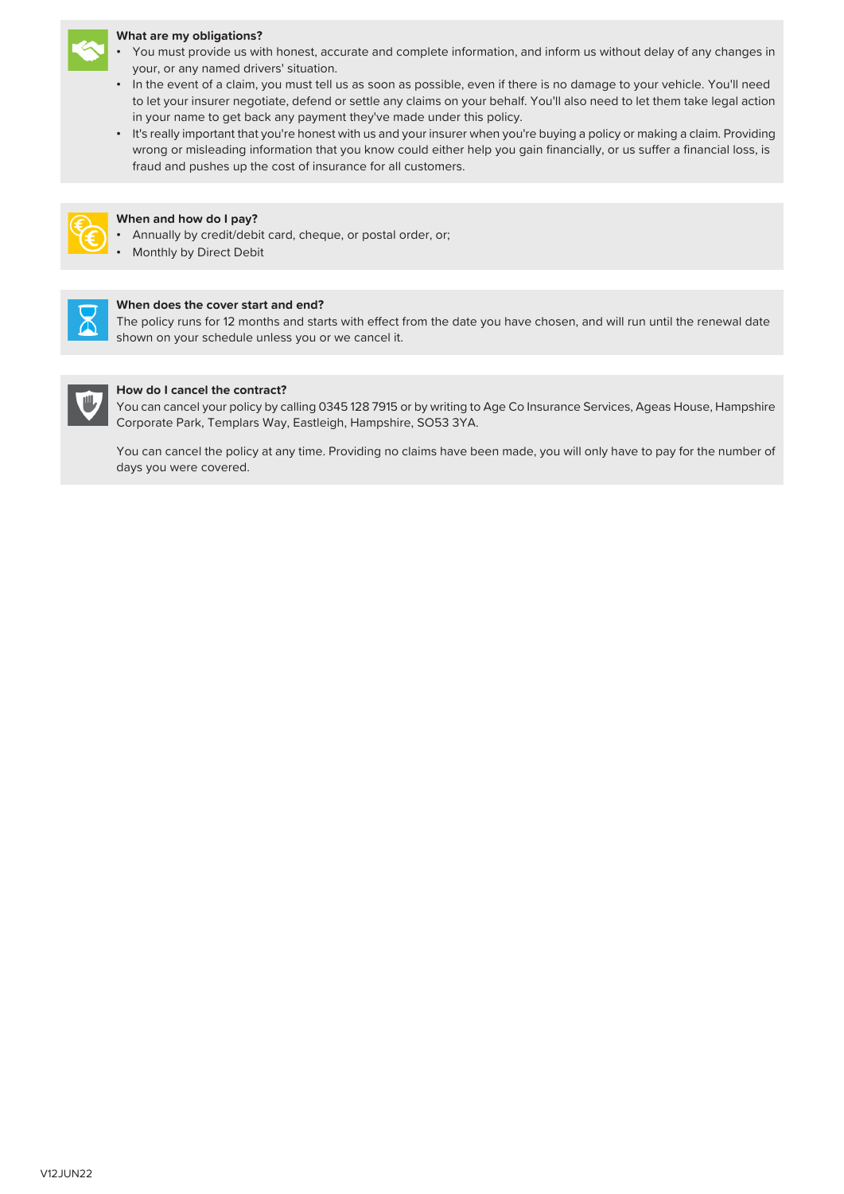### What are my obligations?

- You must provide us with honest, accurate and complete information, and inform us without delay of any changes in your, or any named drivers' situation.
- In the event of a claim, you must tell us as soon as possible, even if there is no damage to your vehicle. You'll need to let your insurer negotiate, defend or settle any claims on your behalf. You'll also need to let them take legal action in your name to get back any payment they've made under this policy.
- It's really important that you're honest with us and your insurer when you're buying a policy or making a claim. Providing wrong or misleading information that you know could either help you gain financially, or us suffer a financial loss, is fraud and pushes up the cost of insurance for all customers.

### When and how do I pay?

- Annually by credit/debit card, cheque, or postal order, or;
- Monthly by Direct Debit

### When does the cover start and end?

The policy runs for 12 months and starts with effect from the date you have chosen, and will run until the renewal date shown on your schedule unless you or we cancel it.

### How do I cancel the contract?

You can cancel your policy by calling 0345 128 7915 or by writing to Age Co Insurance Services, Ageas House, Hampshire Corporate Park, Templars Way, Eastleigh, Hampshire, SO53 3YA.

You can cancel the policy at any time. Providing no claims have been made, you will only have to pay for the number of days you were covered.

V12JUN22